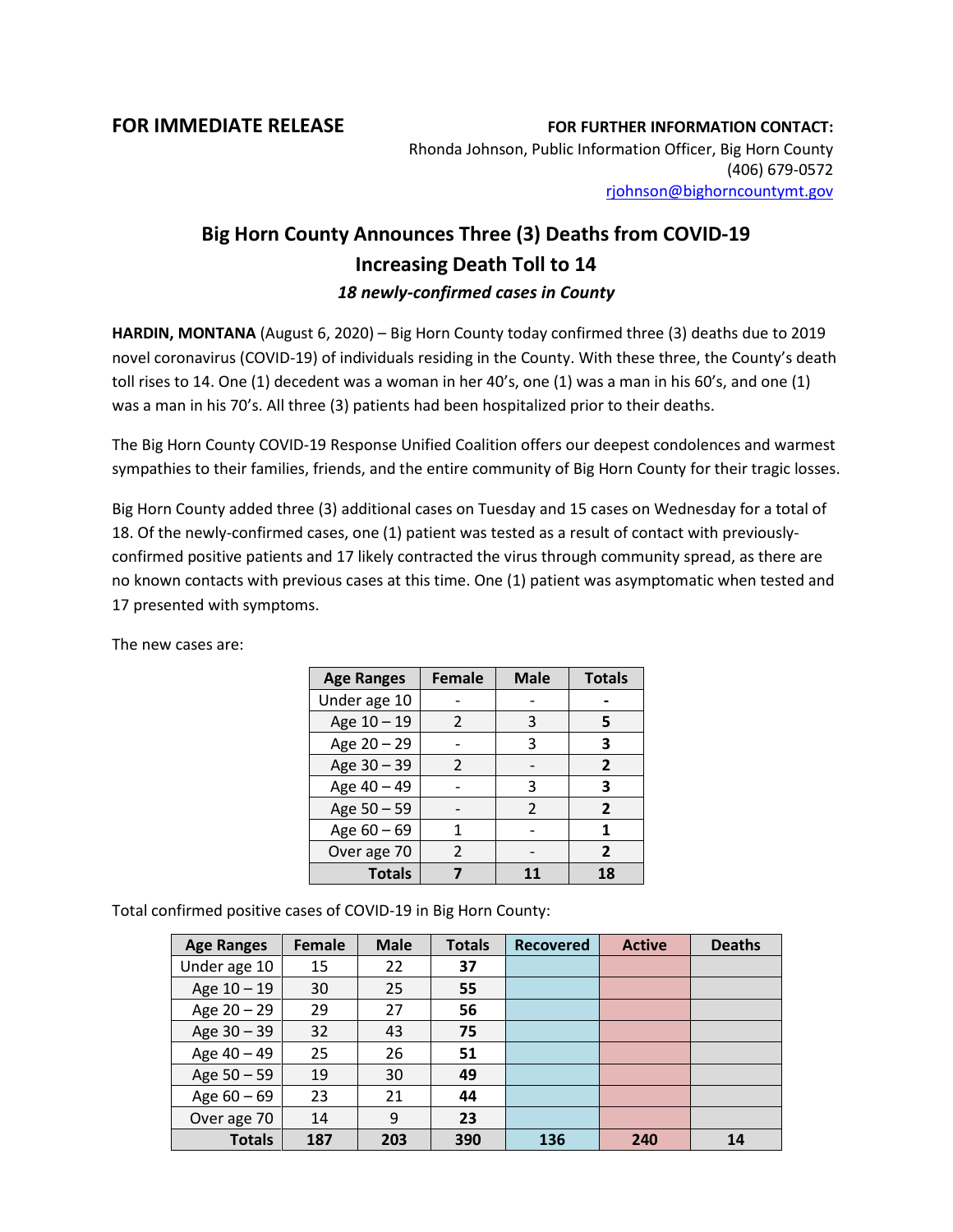**FOR IMMEDIATE RELEASE**

**FOR FURTHER INFORMATION CONTACT:**
Rhonda Johnson, Public Information Officer, Big Horn County
(406) 679-0572
rjohnson@bighorncountymt.gov

# Big Horn County Announces Three (3) Deaths from COVID-19 Increasing Death Toll to 14

***18 newly-confirmed cases in County***

**HARDIN, MONTANA** (August 6, 2020) – Big Horn County today confirmed three (3) deaths due to 2019 novel coronavirus (COVID-19) of individuals residing in the County. With these three, the County's death toll rises to 14. One (1) decedent was a woman in her 40's, one (1) was a man in his 60's, and one (1) was a man in his 70's. All three (3) patients had been hospitalized prior to their deaths.

The Big Horn County COVID-19 Response Unified Coalition offers our deepest condolences and warmest sympathies to their families, friends, and the entire community of Big Horn County for their tragic losses.

Big Horn County added three (3) additional cases on Tuesday and 15 cases on Wednesday for a total of 18. Of the newly-confirmed cases, one (1) patient was tested as a result of contact with previously-confirmed positive patients and 17 likely contracted the virus through community spread, as there are no known contacts with previous cases at this time. One (1) patient was asymptomatic when tested and 17 presented with symptoms.

The new cases are:

| Age Ranges | Female | Male | Totals |
|---|---|---|---|
| Under age 10 | - | - | **-** |
| Age 10 – 19 | 2 | 3 | **5** |
| Age 20 – 29 | - | 3 | **3** |
| Age 30 – 39 | 2 | - | **2** |
| Age 40 – 49 | - | 3 | **3** |
| Age 50 – 59 | - | 2 | **2** |
| Age 60 – 69 | 1 | - | **1** |
| Over age 70 | 2 | - | **2** |
| **Totals** | **7** | **11** | **18** |

Total confirmed positive cases of COVID-19 in Big Horn County:

| Age Ranges | Female | Male | Totals | Recovered | Active | Deaths |
|---|---|---|---|---|---|---|
| Under age 10 | 15 | 22 | **37** | | | |
| Age 10 – 19 | 30 | 25 | **55** | | | |
| Age 20 – 29 | 29 | 27 | **56** | | | |
| Age 30 – 39 | 32 | 43 | **75** | | | |
| Age 40 – 49 | 25 | 26 | **51** | | | |
| Age 50 – 59 | 19 | 30 | **49** | | | |
| Age 60 – 69 | 23 | 21 | **44** | | | |
| Over age 70 | 14 | 9 | **23** | | | |
| **Totals** | **187** | **203** | **390** | **136** | **240** | **14** |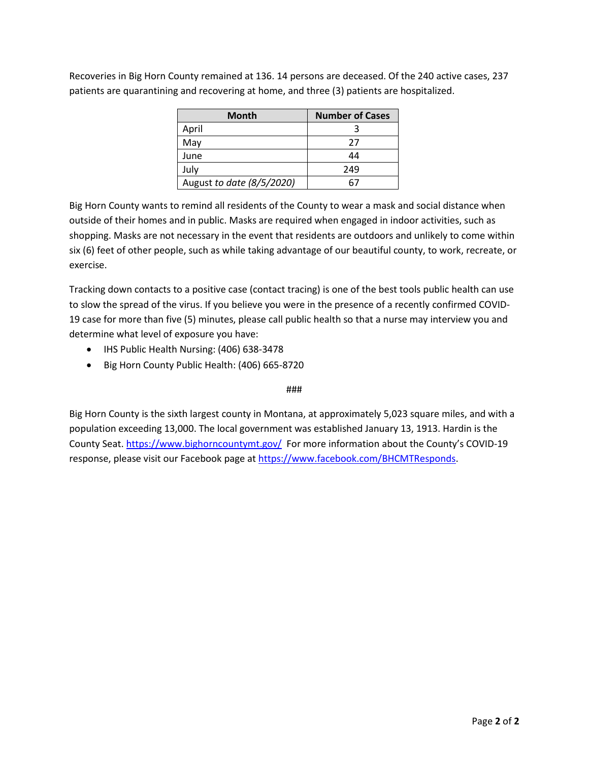Recoveries in Big Horn County remained at 136. 14 persons are deceased. Of the 240 active cases, 237 patients are quarantining and recovering at home, and three (3) patients are hospitalized.

| Month | Number of Cases |
| --- | --- |
| April | 3 |
| May | 27 |
| June | 44 |
| July | 249 |
| August *to date (8/5/2020)* | 67 |

Big Horn County wants to remind all residents of the County to wear a mask and social distance when outside of their homes and in public. Masks are required when engaged in indoor activities, such as shopping. Masks are not necessary in the event that residents are outdoors and unlikely to come within six (6) feet of other people, such as while taking advantage of our beautiful county, to work, recreate, or exercise.

Tracking down contacts to a positive case (contact tracing) is one of the best tools public health can use to slow the spread of the virus. If you believe you were in the presence of a recently confirmed COVID-19 case for more than five (5) minutes, please call public health so that a nurse may interview you and determine what level of exposure you have:

- IHS Public Health Nursing: (406) 638-3478
- Big Horn County Public Health: (406) 665-8720

###

Big Horn County is the sixth largest county in Montana, at approximately 5,023 square miles, and with a population exceeding 13,000. The local government was established January 13, 1913. Hardin is the County Seat. https://www.bighorncountymt.gov/ For more information about the County's COVID-19 response, please visit our Facebook page at https://www.facebook.com/BHCMTResponds.